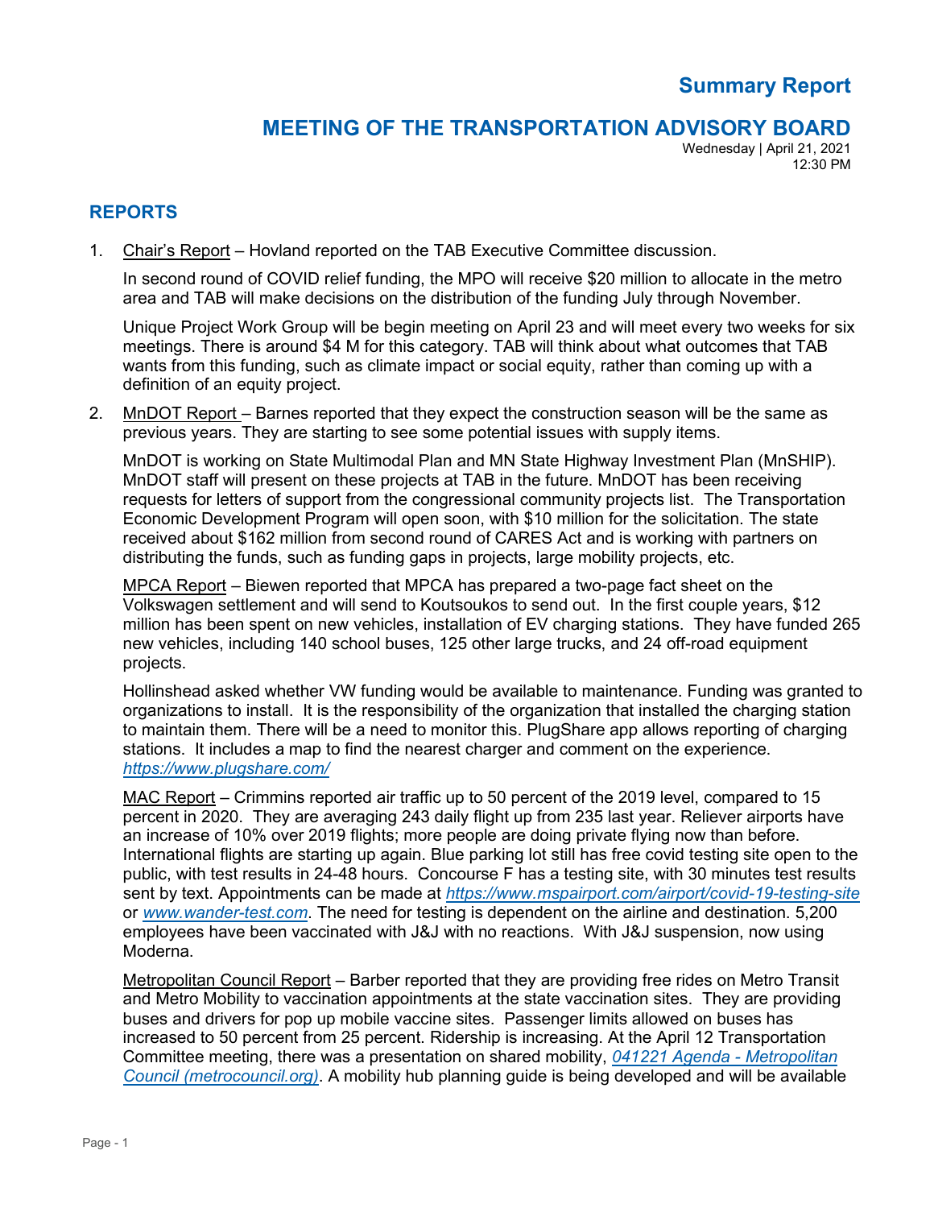# Summary Report

## MEETING OF THE TRANSPORTATION ADVISORY BOARD

Wednesday | April 21, 2021
12:30 PM

## REPORTS

1. Chair's Report – Hovland reported on the TAB Executive Committee discussion.

   In second round of COVID relief funding, the MPO will receive $20 million to allocate in the metro area and TAB will make decisions on the distribution of the funding July through November.

   Unique Project Work Group will be begin meeting on April 23 and will meet every two weeks for six meetings. There is around $4 M for this category. TAB will think about what outcomes that TAB wants from this funding, such as climate impact or social equity, rather than coming up with a definition of an equity project.

2. MnDOT Report – Barnes reported that they expect the construction season will be the same as previous years. They are starting to see some potential issues with supply items.

   MnDOT is working on State Multimodal Plan and MN State Highway Investment Plan (MnSHIP). MnDOT staff will present on these projects at TAB in the future. MnDOT has been receiving requests for letters of support from the congressional community projects list. The Transportation Economic Development Program will open soon, with $10 million for the solicitation. The state received about $162 million from second round of CARES Act and is working with partners on distributing the funds, such as funding gaps in projects, large mobility projects, etc.

   MPCA Report – Biewen reported that MPCA has prepared a two-page fact sheet on the Volkswagen settlement and will send to Koutsoukos to send out. In the first couple years, $12 million has been spent on new vehicles, installation of EV charging stations. They have funded 265 new vehicles, including 140 school buses, 125 other large trucks, and 24 off-road equipment projects.

   Hollinshead asked whether VW funding would be available to maintenance. Funding was granted to organizations to install. It is the responsibility of the organization that installed the charging station to maintain them. There will be a need to monitor this. PlugShare app allows reporting of charging stations. It includes a map to find the nearest charger and comment on the experience. *https://www.plugshare.com/*

   MAC Report – Crimmins reported air traffic up to 50 percent of the 2019 level, compared to 15 percent in 2020. They are averaging 243 daily flight up from 235 last year. Reliever airports have an increase of 10% over 2019 flights; more people are doing private flying now than before. International flights are starting up again. Blue parking lot still has free covid testing site open to the public, with test results in 24-48 hours. Concourse F has a testing site, with 30 minutes test results sent by text. Appointments can be made at *https://www.mspairport.com/airport/covid-19-testing-site* or *www.wander-test.com*. The need for testing is dependent on the airline and destination. 5,200 employees have been vaccinated with J&J with no reactions. With J&J suspension, now using Moderna.

   Metropolitan Council Report – Barber reported that they are providing free rides on Metro Transit and Metro Mobility to vaccination appointments at the state vaccination sites. They are providing buses and drivers for pop up mobile vaccine sites. Passenger limits allowed on buses has increased to 50 percent from 25 percent. Ridership is increasing. At the April 12 Transportation Committee meeting, there was a presentation on shared mobility, *041221 Agenda - Metropolitan Council (metrocouncil.org)*. A mobility hub planning guide is being developed and will be available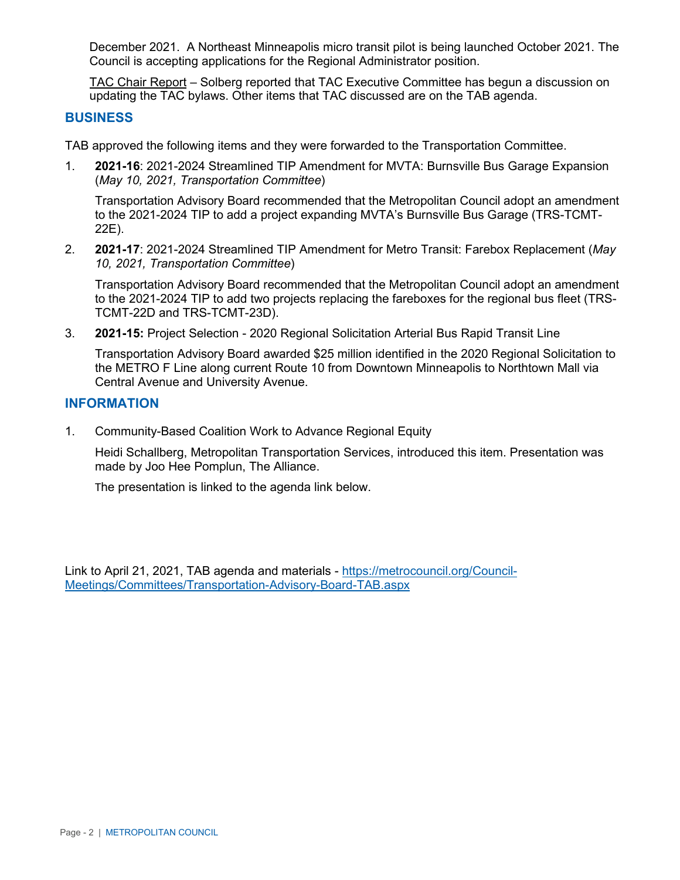December 2021. A Northeast Minneapolis micro transit pilot is being launched October 2021. The Council is accepting applications for the Regional Administrator position.

TAC Chair Report – Solberg reported that TAC Executive Committee has begun a discussion on updating the TAC bylaws. Other items that TAC discussed are on the TAB agenda.

## BUSINESS

TAB approved the following items and they were forwarded to the Transportation Committee.

1. **2021-16**: 2021-2024 Streamlined TIP Amendment for MVTA: Burnsville Bus Garage Expansion (*May 10, 2021, Transportation Committee*)

   Transportation Advisory Board recommended that the Metropolitan Council adopt an amendment to the 2021-2024 TIP to add a project expanding MVTA's Burnsville Bus Garage (TRS-TCMT-22E).

2. **2021-17**: 2021-2024 Streamlined TIP Amendment for Metro Transit: Farebox Replacement (*May 10, 2021, Transportation Committee*)

   Transportation Advisory Board recommended that the Metropolitan Council adopt an amendment to the 2021-2024 TIP to add two projects replacing the fareboxes for the regional bus fleet (TRS-TCMT-22D and TRS-TCMT-23D).

3. **2021-15:** Project Selection - 2020 Regional Solicitation Arterial Bus Rapid Transit Line

   Transportation Advisory Board awarded $25 million identified in the 2020 Regional Solicitation to the METRO F Line along current Route 10 from Downtown Minneapolis to Northtown Mall via Central Avenue and University Avenue.

## INFORMATION

1. Community-Based Coalition Work to Advance Regional Equity

   Heidi Schallberg, Metropolitan Transportation Services, introduced this item. Presentation was made by Joo Hee Pomplun, The Alliance.

   The presentation is linked to the agenda link below.

Link to April 21, 2021, TAB agenda and materials - https://metrocouncil.org/Council-Meetings/Committees/Transportation-Advisory-Board-TAB.aspx